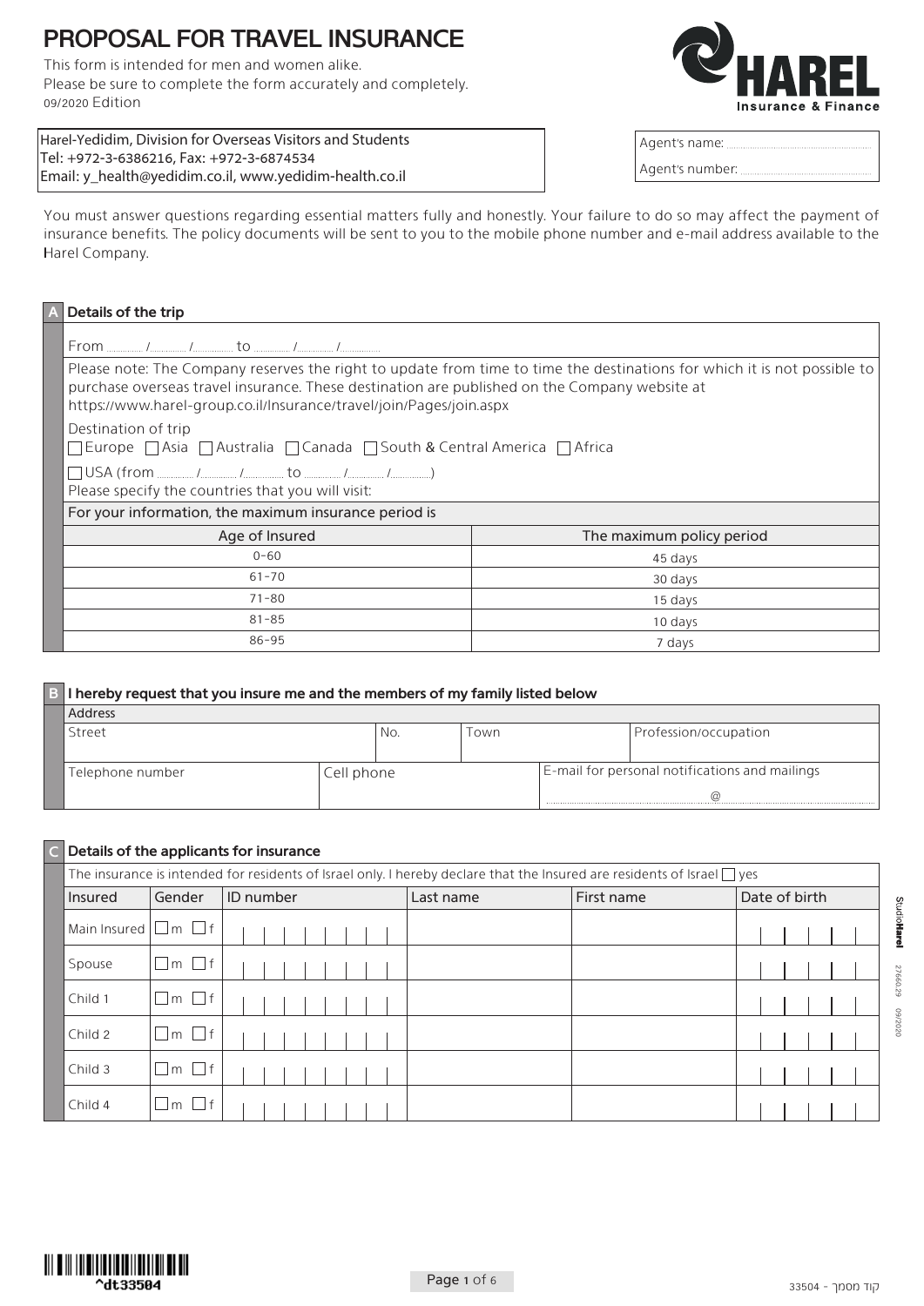# PROPOSAL FOR TRAVEL INSURANCE

This form is intended for men and women alike.
Please be sure to complete the form accurately and completely.
09/2020 Edition

**HAREL** Insurance & Finance

Harel-Yedidim, Division for Overseas Visitors and Students
Tel: +972-3-6386216, Fax: +972-3-6874534
Email: y_health@yedidim.co.il, www.yedidim-health.co.il

Agent's name: ..........................
Agent's number: ..........................

You must answer questions regarding essential matters fully and honestly. Your failure to do so may affect the payment of insurance benefits. The policy documents will be sent to you to the mobile phone number and e-mail address available to the Harel Company.

## A Details of the trip

From ........ /........ /........ to ........ /........ /........

Please note: The Company reserves the right to update from time to time the destinations for which it is not possible to purchase overseas travel insurance. These destination are published on the Company website at https://www.harel-group.co.il/Insurance/travel/join/Pages/join.aspx

Destination of trip
☐ Europe ☐ Asia ☐ Australia ☐ Canada ☐ South & Central America ☐ Africa

☐ USA (from ........ /........ /........ to ........ /........ /........)

Please specify the countries that you will visit:

For your information, the maximum insurance period is

| Age of Insured | The maximum policy period |
|---|---|
| 0-60 | 45 days |
| 61-70 | 30 days |
| 71-80 | 15 days |
| 81-85 | 10 days |
| 86-95 | 7 days |

## B I hereby request that you insure me and the members of my family listed below

Address

| Street | No. | Town | Profession/occupation |
|---|---|---|---|
| | | | |

| Telephone number | Cell phone | E-mail for personal notifications and mailings |
|---|---|---|
| | | ..........................@.......................... |

## C Details of the applicants for insurance

The insurance is intended for residents of Israel only. I hereby declare that the Insured are residents of Israel ☐ yes

| Insured | Gender | ID number | Last name | First name | Date of birth |
|---|---|---|---|---|---|
| Main Insured | ☐ m ☐ f | | | | |
| Spouse | ☐ m ☐ f | | | | |
| Child 1 | ☐ m ☐ f | | | | |
| Child 2 | ☐ m ☐ f | | | | |
| Child 3 | ☐ m ☐ f | | | | |
| Child 4 | ☐ m ☐ f | | | | |

^dt33504

33504 - קוד מסמך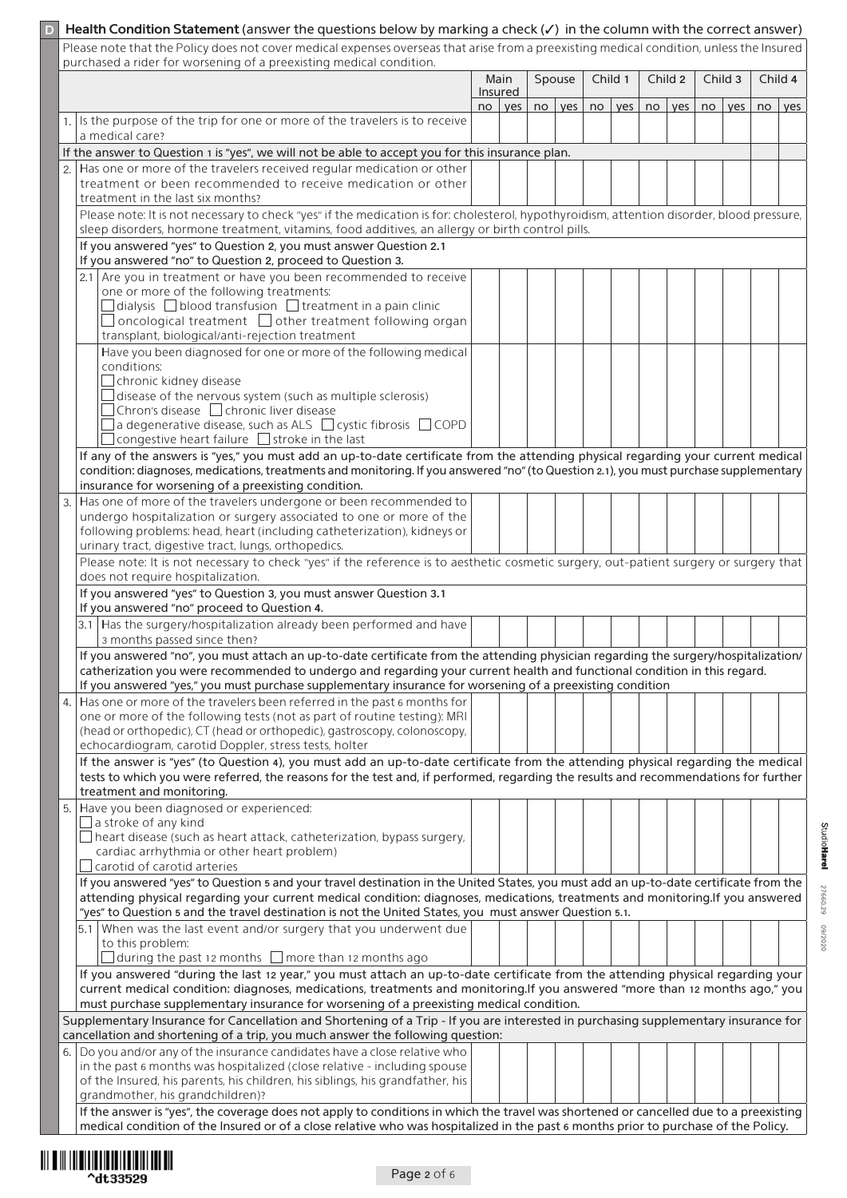## D Health Condition Statement (answer the questions below by marking a check (✓) in the column with the correct answer)

Please note that the Policy does not cover medical expenses overseas that arise from a preexisting medical condition, unless the Insured purchased a rider for worsening of a preexisting medical condition.

| | Main Insured | | Spouse | | Child 1 | | Child 2 | | Child 3 | | Child 4 | |
|---|---|---|---|---|---|---|---|---|---|---|---|---|
| | no | yes | no | yes | no | yes | no | yes | no | yes | no | yes |
| 1. Is the purpose of the trip for one or more of the travelers is to receive a medical care? | | | | | | | | | | | | |
| If the answer to Question 1 is "yes", we will not be able to accept you for this insurance plan. | | | | | | | | | | | | |
| 2. Has one or more of the travelers received regular medication or other treatment or been recommended to receive medication or other treatment in the last six months? | | | | | | | | | | | | |
| Please note: It is not necessary to check "yes" if the medication is for: cholesterol, hypothyroidism, attention disorder, blood pressure, sleep disorders, hormone treatment, vitamins, food additives, an allergy or birth control pills. | | | | | | | | | | | | |
| If you answered "yes" to Question 2, you must answer Question 2.1<br>If you answered "no" to Question 2, proceed to Question 3. | | | | | | | | | | | | |
| 2.1 Are you in treatment or have you been recommended to receive one or more of the following treatments:<br>☐ dialysis ☐ blood transfusion ☐ treatment in a pain clinic<br>☐ oncological treatment ☐ other treatment following organ transplant, biological/anti-rejection treatment | | | | | | | | | | | | |
| Have you been diagnosed for one or more of the following medical conditions:<br>☐ chronic kidney disease<br>☐ disease of the nervous system (such as multiple sclerosis)<br>☐ Chron's disease ☐ chronic liver disease<br>☐ a degenerative disease, such as ALS ☐ cystic fibrosis ☐ COPD<br>☐ congestive heart failure ☐ stroke in the last | | | | | | | | | | | | |
| If any of the answers is "yes," you must add an up-to-date certificate from the attending physical regarding your current medical condition: diagnoses, medications, treatments and monitoring. If you answered "no" (to Question 2.1), you must purchase supplementary insurance for worsening of a preexisting condition. | | | | | | | | | | | | |
| 3. Has one of more of the travelers undergone or been recommended to undergo hospitalization or surgery associated to one or more of the following problems: head, heart (including catheterization), kidneys or urinary tract, digestive tract, lungs, orthopedics. | | | | | | | | | | | | |
| Please note: It is not necessary to check "yes" if the reference is to aesthetic cosmetic surgery, out-patient surgery or surgery that does not require hospitalization. | | | | | | | | | | | | |
| If you answered "yes" to Question 3, you must answer Question 3.1<br>If you answered "no" proceed to Question 4. | | | | | | | | | | | | |
| 3.1 Has the surgery/hospitalization already been performed and have 3 months passed since then? | | | | | | | | | | | | |
| If you answered "no", you must attach an up-to-date certificate from the attending physician regarding the surgery/hospitalization/catherization you were recommended to undergo and regarding your current health and functional condition in this regard.<br>If you answered "yes," you must purchase supplementary insurance for worsening of a preexisting condition | | | | | | | | | | | | |
| 4. Has one or more of the travelers been referred in the past 6 months for one or more of the following tests (not as part of routine testing): MRI (head or orthopedic), CT (head or orthopedic), gastroscopy, colonoscopy, echocardiogram, carotid Doppler, stress tests, holter | | | | | | | | | | | | |
| If the answer is "yes" (to Question 4), you must add an up-to-date certificate from the attending physical regarding the medical tests to which you were referred, the reasons for the test and, if performed, regarding the results and recommendations for further treatment and monitoring. | | | | | | | | | | | | |
| 5. Have you been diagnosed or experienced:<br>☐ a stroke of any kind<br>☐ heart disease (such as heart attack, catheterization, bypass surgery, cardiac arrhythmia or other heart problem)<br>☐ carotid of carotid arteries | | | | | | | | | | | | |
| If you answered "yes" to Question 5 and your travel destination in the United States, you must add an up-to-date certificate from the attending physical regarding your current medical condition: diagnoses, medications, treatments and monitoring. If you answered "yes" to Question 5 and the travel destination is not the United States, you must answer Question 5.1. | | | | | | | | | | | | |
| 5.1 When was the last event and/or surgery that you underwent due to this problem:<br>☐ during the past 12 months ☐ more than 12 months ago | | | | | | | | | | | | |
| If you answered "during the last 12 year," you must attach an up-to-date certificate from the attending physical regarding your current medical condition: diagnoses, medications, treatments and monitoring. If you answered "more than 12 months ago," you must purchase supplementary insurance for worsening of a preexisting medical condition. | | | | | | | | | | | | |
| Supplementary Insurance for Cancellation and Shortening of a Trip - If you are interested in purchasing supplementary insurance for cancellation and shortening of a trip, you much answer the following question: | | | | | | | | | | | | |
| 6. Do you and/or any of the insurance candidates have a close relative who in the past 6 months was hospitalized (close relative - including spouse of the Insured, his parents, his children, his siblings, his grandfather, his grandmother, his grandchildren)? | | | | | | | | | | | | |
| If the answer is "yes", the coverage does not apply to conditions in which the travel was shortened or cancelled due to a preexisting medical condition of the Insured or of a close relative who was hospitalized in the past 6 months prior to purchase of the Policy. | | | | | | | | | | | | |

^dt33529

StudioHarel 27660.29 09/2020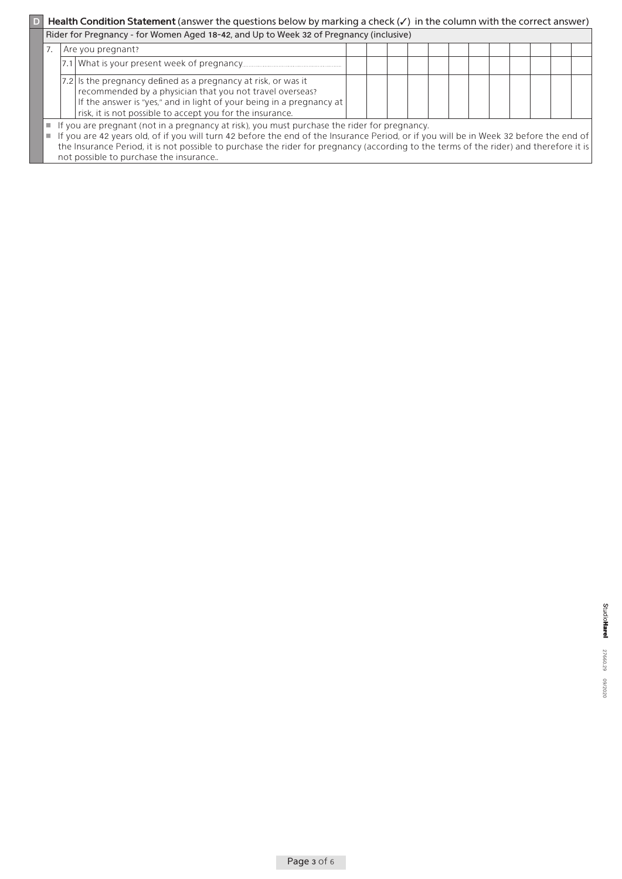## D Health Condition Statement (answer the questions below by marking a check (✓) in the column with the correct answer)

Rider for Pregnancy - for Women Aged 18-42, and Up to Week 32 of Pregnancy (inclusive)

| | | | | | | | | | | | | | |
|---|---|---|---|---|---|---|---|---|---|---|---|---|---|
| 7. | Are you pregnant? | | | | | | | | | | | | |
| | 7.1 What is your present week of pregnancy........................................ | | | | | | | | | | | | |
| | 7.2 Is the pregnancy defined as a pregnancy at risk, or was it recommended by a physician that you not travel overseas? If the answer is "yes," and in light of your being in a pregnancy at risk, it is not possible to accept you for the insurance. | | | | | | | | | | | | |

- If you are pregnant (not in a pregnancy at risk), you must purchase the rider for pregnancy.
- If you are 42 years old, of if you will turn 42 before the end of the Insurance Period, or if you will be in Week 32 before the end of the Insurance Period, it is not possible to purchase the rider for pregnancy (according to the terms of the rider) and therefore it is not possible to purchase the insurance..

StudioHarel 27660.29 09/2020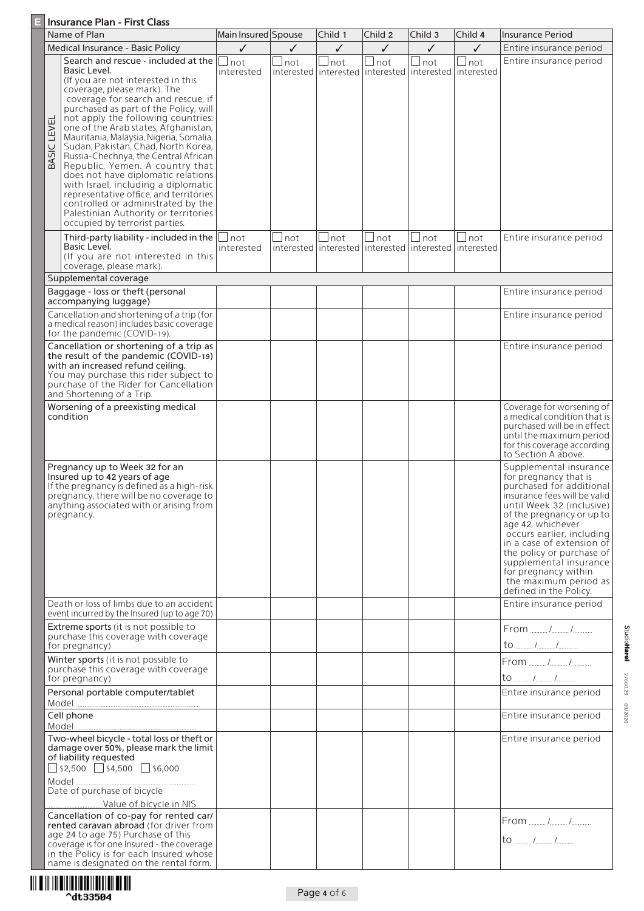## E Insurance Plan - First Class

| | Name of Plan | Main Insured | Spouse | Child 1 | Child 2 | Child 3 | Child 4 | Insurance Period |
|---|---|---|---|---|---|---|---|---|
| | Medical Insurance - Basic Policy | ✓ | ✓ | ✓ | ✓ | ✓ | ✓ | Entire insurance period |
| BASIC LEVEL | **Search and rescue - included at the Basic Level.** (If you are not interested in this coverage, please mark). The coverage for search and rescue, if purchased as part of the Policy, will not apply the following countries: one of the Arab states, Afghanistan, Mauritania, Malaysia, Nigeria, Somalia, Sudan, Pakistan, Chad, North Korea, Russia-Chechnya, the Central African Republic, Yemen. A country that does not have diplomatic relations with Israel, including a diplomatic representative office, and territories controlled or administrated by the Palestinian Authority or territories occupied by terrorist parties. | ☐ not interested | ☐ not interested | ☐ not interested | ☐ not interested | ☐ not interested | ☐ not interested | Entire insurance period |
| | **Third-party liability - included in the Basic Level.** (If you are not interested in this coverage, please mark). | ☐ not interested | ☐ not interested | ☐ not interested | ☐ not interested | ☐ not interested | ☐ not interested | Entire insurance period |
| | Supplemental coverage | | | | | | | |
| | **Baggage - loss or theft (personal accompanying luggage)** | | | | | | | Entire insurance period |
| | Cancellation and shortening of a trip (for a medical reason) includes basic coverage for the pandemic (COVID-19). | | | | | | | Entire insurance period |
| | **Cancellation or shortening of a trip as the result of the pandemic (COVID-19) with an increased refund ceiling.** You may purchase this rider subject to purchase of the Rider for Cancellation and Shortening of a Trip. | | | | | | | Entire insurance period |
| | **Worsening of a preexisting medical condition** | | | | | | | Coverage for worsening of a medical condition that is purchased will be in effect until the maximum period for this coverage according to Section A above. |
| | **Pregnancy up to Week 32 for an Insured up to 42 years of age** If the pregnancy is defined as a high-risk pregnancy, there will be no coverage to anything associated with or arising from pregnancy. | | | | | | | Supplemental insurance for pregnancy that is purchased for additional insurance fees will be valid until Week 32 (inclusive) of the pregnancy or up to age 42, whichever occurs earlier, including in a case of extension of the policy or purchase of supplemental insurance for pregnancy within the maximum period as defined in the Policy. |
| | Death or loss of limbs due to an accident event incurred by the Insured (up to age 70) | | | | | | | Entire insurance period |
| | **Extreme sports** (it is not possible to purchase this coverage with coverage for pregnancy) | | | | | | | From ....../....../...... to ....../....../...... |
| | **Winter sports** (it is not possible to purchase this coverage with coverage for pregnancy) | | | | | | | From ....../....../...... to ....../....../...... |
| | **Personal portable computer/tablet** Model .................. | | | | | | | Entire insurance period |
| | **Cell phone** Model .................. | | | | | | | Entire insurance period |
| | **Two-wheel bicycle - total loss or theft or damage over 50%, please mark the limit of liability requested** ☐ $2,500 ☐ $4,500 ☐ $6,000 Model .................. Date of purchase of bicycle ..................Value of bicycle in NIS | | | | | | | Entire insurance period |
| | **Cancellation of co-pay for rented car/ rented caravan abroad** (for driver from age 24 to age 75) Purchase of this coverage is for one Insured - the coverage in the Policy is for each Insured whose name is designated on the rental form. | | | | | | | From ....../....../...... to ....../....../...... |

^dt33504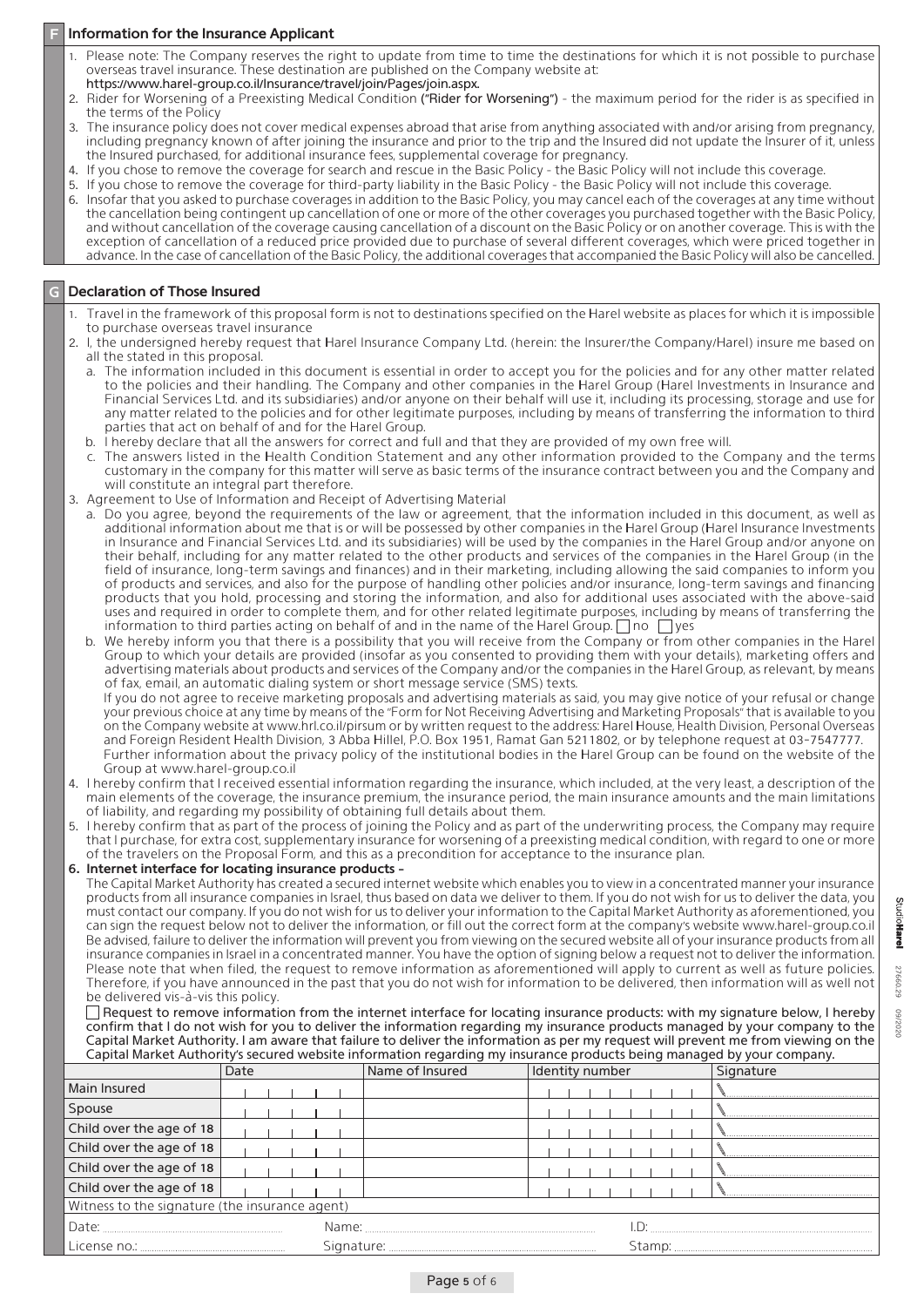## F Information for the Insurance Applicant

1. Please note: The Company reserves the right to update from time to time the destinations for which it is not possible to purchase overseas travel insurance. These destination are published on the Company website at: **https://www.harel-group.co.il/Insurance/travel/join/Pages/join.aspx.**
2. Rider for Worsening of a Preexisting Medical Condition **("Rider for Worsening")** - the maximum period for the rider is as specified in the terms of the Policy
3. The insurance policy does not cover medical expenses abroad that arise from anything associated with and/or arising from pregnancy, including pregnancy known of after joining the insurance and prior to the trip and the Insured did not update the Insurer of it, unless the Insured purchased, for additional insurance fees, supplemental coverage for pregnancy.
4. If you chose to remove the coverage for search and rescue in the Basic Policy - the Basic Policy will not include this coverage.
5. If you chose to remove the coverage for third-party liability in the Basic Policy - the Basic Policy will not include this coverage.
6. Insofar that you asked to purchase coverages in addition to the Basic Policy, you may cancel each of the coverages at any time without the cancellation being contingent up cancellation of one or more of the other coverages you purchased together with the Basic Policy, and without cancellation of the coverage causing cancellation of a discount on the Basic Policy or on another coverage. This is with the exception of cancellation of a reduced price provided due to purchase of several different coverages, which were priced together in advance. In the case of cancellation of the Basic Policy, the additional coverages that accompanied the Basic Policy will also be cancelled.

## G Declaration of Those Insured

1. Travel in the framework of this proposal form is not to destinations specified on the Harel website as places for which it is impossible to purchase overseas travel insurance
2. I, the undersigned hereby request that Harel Insurance Company Ltd. (herein: the Insurer/the Company/Harel) insure me based on all the stated in this proposal.
   a. The information included in this document is essential in order to accept you for the policies and for any other matter related to the policies and their handling. The Company and other companies in the Harel Group (Harel Investments in Insurance and Financial Services Ltd. and its subsidiaries) and/or anyone on their behalf will use it, including its processing, storage and use for any matter related to the policies and for other legitimate purposes, including by means of transferring the information to third parties that act on behalf of and for the Harel Group.
   b. I hereby declare that all the answers for correct and full and that they are provided of my own free will.
   c. The answers listed in the Health Condition Statement and any other information provided to the Company and the terms customary in the company for this matter will serve as basic terms of the insurance contract between you and the Company and will constitute an integral part therefore.
3. Agreement to Use of Information and Receipt of Advertising Material
   a. Do you agree, beyond the requirements of the law or agreement, that the information included in this document, as well as additional information about me that is or will be possessed by other companies in the Harel Group (Harel Insurance Investments in Insurance and Financial Services Ltd. and its subsidiaries) will be used by the companies in the Harel Group and/or anyone on their behalf, including for any matter related to the other products and services of the companies in the Harel Group (in the field of insurance, long-term savings and finances) and in their marketing, including allowing the said companies to inform you of products and services, and also for the purpose of handling other policies and/or insurance, long-term savings and financing products that you hold, processing and storing the information, and also for additional uses associated with the above-said uses and required in order to complete them, and for other related legitimate purposes, including by means of transferring the information to third parties acting on behalf of and in the name of the Harel Group. ☐ no ☐ yes
   b. We hereby inform you that there is a possibility that you will receive from the Company or from other companies in the Harel Group to which your details are provided (insofar as you consented to providing them with your details), marketing offers and advertising materials about products and services of the Company and/or the companies in the Harel Group, as relevant, by means of fax, email, an automatic dialing system or short message service (SMS) texts.
   If you do not agree to receive marketing proposals and advertising materials as said, you may give notice of your refusal or change your previous choice at any time by means of the "Form for Not Receiving Advertising and Marketing Proposals" that is available to you on the Company website at www.hrl.co.il/pirsum or by written request to the address: Harel House, Health Division, Personal Overseas and Foreign Resident Health Division, 3 Abba Hillel, P.O. Box 1951, Ramat Gan 5211802, or by telephone request at 03-7547777. Further information about the privacy policy of the institutional bodies in the Harel Group can be found on the website of the Group at www.harel-group.co.il
4. I hereby confirm that I received essential information regarding the insurance, which included, at the very least, a description of the main elements of the coverage, the insurance premium, the insurance period, the main insurance amounts and the main limitations of liability, and regarding my possibility of obtaining full details about them.
5. I hereby confirm that as part of the process of joining the Policy and as part of the underwriting process, the Company may require that I purchase, for extra cost, supplementary insurance for worsening of a preexisting medical condition, with regard to one or more of the travelers on the Proposal Form, and this as a precondition for acceptance to the insurance plan.
6. **Internet interface for locating insurance products -**
   The Capital Market Authority has created a secured internet website which enables you to view in a concentrated manner your insurance products from all insurance companies in Israel, thus based on data we deliver to them. If you do not wish for us to deliver the data, you must contact our company. If you do not wish for us to deliver your information to the Capital Market Authority as aforementioned, you can sign the request below not to deliver the information, or fill out the correct form at the company's website www.harel-group.co.il Be advised, failure to deliver the information will prevent you from viewing on the secured website all of your insurance products from all insurance companies in Israel in a concentrated manner. You have the option of signing below a request not to deliver the information. Please note that when filed, the request to remove information as aforementioned will apply to current as well as future policies. Therefore, if you have announced in the past that you do not wish for information to be delivered, then information will as well not be delivered vis-à-vis this policy.
   ☐ **Request to remove information from the internet interface for locating insurance products: with my signature below, I hereby confirm that I do not wish for you to deliver the information regarding my insurance products managed by your company to the Capital Market Authority. I am aware that failure to deliver the information as per my request will prevent me from viewing on the Capital Market Authority's secured website information regarding my insurance products being managed by your company.**

| | Date | Name of Insured | Identity number | Signature |
|---|---|---|---|---|
| Main Insured | | | | |
| Spouse | | | | |
| Child over the age of 18 | | | | |
| Child over the age of 18 | | | | |
| Child over the age of 18 | | | | |
| Child over the age of 18 | | | | |

Witness to the signature (the insurance agent)

Date: ............ Name: ............ I.D: ............

License no.: ............ Signature: ............ Stamp: ............

StudioHarel 27660.29 09/2020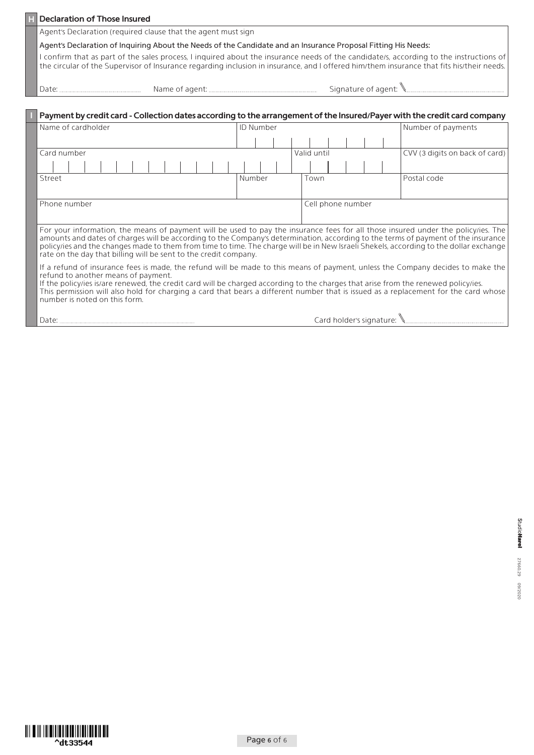## H Declaration of Those Insured

Agent's Declaration (required clause that the agent must sign

Agent's Declaration of Inquiring About the Needs of the Candidate and an Insurance Proposal Fitting His Needs:

I confirm that as part of the sales process, I inquired about the insurance needs of the candidate/s, according to the instructions of the circular of the Supervisor of Insurance regarding inclusion in insurance, and I offered him/them insurance that fits his/their needs.

Date: ............ Name of agent: ............ Signature of agent: ............

## I Payment by credit card - Collection dates according to the arrangement of the Insured/Payer with the credit card company

| | | | |
|---|---|---|---|
| Name of cardholder | ID Number | | Number of payments |
| Card number | | Valid until | CVV (3 digits on back of card) |
| Street | Number | Town | Postal code |
| Phone number | | Cell phone number | |

For your information, the means of payment will be used to pay the insurance fees for all those insured under the policy/ies. The amounts and dates of charges will be according to the Company's determination, according to the terms of payment of the insurance policy/ies and the changes made to them from time to time. The charge will be in New Israeli Shekels, according to the dollar exchange rate on the day that billing will be sent to the credit company.

If a refund of insurance fees is made, the refund will be made to this means of payment, unless the Company decides to make the refund to another means of payment.
If the policy/ies is/are renewed, the credit card will be charged according to the charges that arise from the renewed policy/ies.
This permission will also hold for charging a card that bears a different number that is issued as a replacement for the card whose number is noted on this form.

Date: ............ Card holder's signature: ............

StudioHarel 27660.29 09/2020

^dt33544